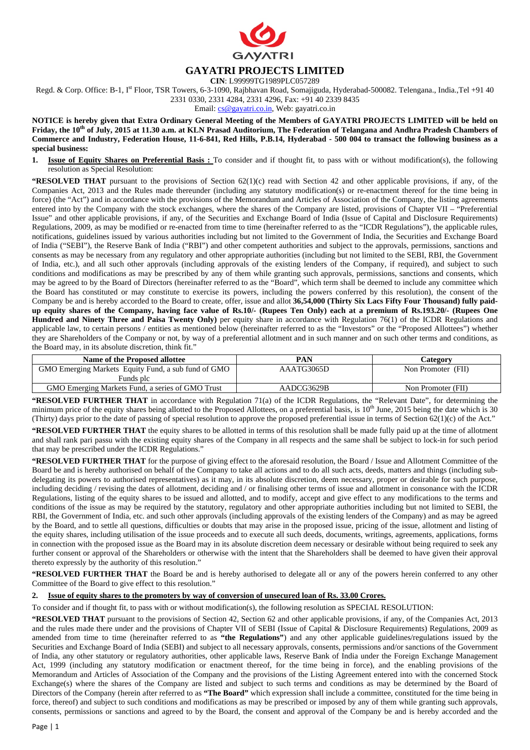# GAYATRI PROJECTS LIMITED

**CIN**: L99999TG1989PLC057289

Regd. & Corp. Office: B-1, I[st] Floor, TSR Towers, 6-3-1090, Rajbhavan Road, Somajiguda, Hyderabad-500082. Telengana., India.,Tel +91 40 2331 0330, 2331 4284, 2331 4296, Fax: +91 40 2339 8435

Email: cs@gayatri.co.in, Web: gayatri.co.in

**NOTICE is hereby given that Extra Ordinary General Meeting of the Members of GAYATRI PROJECTS LIMITED will be held on Friday, the 10[th] of July, 2015 at 11.30 a.m. at KLN Prasad Auditorium, The Federation of Telangana and Andhra Pradesh Chambers of Commerce and Industry, Federation House, 11-6-841, Red Hills, P.B.14, Hyderabad - 500 004 to transact the following business as a special business:**

1. **Issue of Equity Shares on Preferential Basis :** To consider and if thought fit, to pass with or without modification(s), the following resolution as Special Resolution:

**"RESOLVED THAT** pursuant to the provisions of Section 62(1)(c) read with Section 42 and other applicable provisions, if any, of the Companies Act, 2013 and the Rules made thereunder (including any statutory modification(s) or re-enactment thereof for the time being in force) (the "Act") and in accordance with the provisions of the Memorandum and Articles of Association of the Company, the listing agreements entered into by the Company with the stock exchanges, where the shares of the Company are listed, provisions of Chapter VII – "Preferential Issue" and other applicable provisions, if any, of the Securities and Exchange Board of India (Issue of Capital and Disclosure Requirements) Regulations, 2009, as may be modified or re-enacted from time to time (hereinafter referred to as the "ICDR Regulations"), the applicable rules, notifications, guidelines issued by various authorities including but not limited to the Government of India, the Securities and Exchange Board of India ("SEBI"), the Reserve Bank of India ("RBI") and other competent authorities and subject to the approvals, permissions, sanctions and consents as may be necessary from any regulatory and other appropriate authorities (including but not limited to the SEBI, RBI, the Government of India, etc.), and all such other approvals (including approvals of the existing lenders of the Company, if required), and subject to such conditions and modifications as may be prescribed by any of them while granting such approvals, permissions, sanctions and consents, which may be agreed to by the Board of Directors (hereinafter referred to as the "Board", which term shall be deemed to include any committee which the Board has constituted or may constitute to exercise its powers, including the powers conferred by this resolution), the consent of the Company be and is hereby accorded to the Board to create, offer, issue and allot **36,54,000 (Thirty Six Lacs Fifty Four Thousand) fully paid-up equity shares of the Company, having face value of Rs.10/- (Rupees Ten Only) each at a premium of Rs.193.20/- (Rupees One Hundred and Ninety Three and Paisa Twenty Only)** per equity share in accordance with Regulation 76(1) of the ICDR Regulations and applicable law, to certain persons / entities as mentioned below (hereinafter referred to as the "Investors" or the "Proposed Allottees") whether they are Shareholders of the Company or not, by way of a preferential allotment and in such manner and on such other terms and conditions, as the Board may, in its absolute discretion, think fit."

| Name of the Proposed allottee | PAN | Category |
|---|---|---|
| GMO Emerging Markets Equity Fund, a sub fund of GMO Funds plc | AAATG3065D | Non Promoter (FII) |
| GMO Emerging Markets Fund, a series of GMO Trust | AADCG3629B | Non Promoter (FII) |

**"RESOLVED FURTHER THAT** in accordance with Regulation 71(a) of the ICDR Regulations, the "Relevant Date", for determining the minimum price of the equity shares being allotted to the Proposed Allottees, on a preferential basis, is 10[th] June, 2015 being the date which is 30 (Thirty) days prior to the date of passing of special resolution to approve the proposed preferential issue in terms of Section 62(1)(c) of the Act."

**"RESOLVED FURTHER THAT** the equity shares to be allotted in terms of this resolution shall be made fully paid up at the time of allotment and shall rank pari passu with the existing equity shares of the Company in all respects and the same shall be subject to lock-in for such period that may be prescribed under the ICDR Regulations."

**"RESOLVED FURTHER THAT** for the purpose of giving effect to the aforesaid resolution, the Board / Issue and Allotment Committee of the Board be and is hereby authorised on behalf of the Company to take all actions and to do all such acts, deeds, matters and things (including sub-delegating its powers to authorised representatives) as it may, in its absolute discretion, deem necessary, proper or desirable for such purpose, including deciding / revising the dates of allotment, deciding and / or finalising other terms of issue and allotment in consonance with the ICDR Regulations, listing of the equity shares to be issued and allotted, and to modify, accept and give effect to any modifications to the terms and conditions of the issue as may be required by the statutory, regulatory and other appropriate authorities including but not limited to SEBI, the RBI, the Government of India, etc. and such other approvals (including approvals of the existing lenders of the Company) and as may be agreed by the Board, and to settle all questions, difficulties or doubts that may arise in the proposed issue, pricing of the issue, allotment and listing of the equity shares, including utilisation of the issue proceeds and to execute all such deeds, documents, writings, agreements, applications, forms in connection with the proposed issue as the Board may in its absolute discretion deem necessary or desirable without being required to seek any further consent or approval of the Shareholders or otherwise with the intent that the Shareholders shall be deemed to have given their approval thereto expressly by the authority of this resolution."

**"RESOLVED FURTHER THAT** the Board be and is hereby authorised to delegate all or any of the powers herein conferred to any other Committee of the Board to give effect to this resolution."

2. **Issue of equity shares to the promoters by way of conversion of unsecured loan of Rs. 33.00 Crores.**

To consider and if thought fit, to pass with or without modification(s), the following resolution as SPECIAL RESOLUTION:

**"RESOLVED THAT** pursuant to the provisions of Section 42, Section 62 and other applicable provisions, if any, of the Companies Act, 2013 and the rules made there under and the provisions of Chapter VII of SEBI (Issue of Capital & Disclosure Requirements) Regulations, 2009 as amended from time to time (hereinafter referred to as **"the Regulations"**) and any other applicable guidelines/regulations issued by the Securities and Exchange Board of India (SEBI) and subject to all necessary approvals, consents, permissions and/or sanctions of the Government of India, any other statutory or regulatory authorities, other applicable laws, Reserve Bank of India under the Foreign Exchange Management Act, 1999 (including any statutory modification or enactment thereof, for the time being in force), and the enabling provisions of the Memorandum and Articles of Association of the Company and the provisions of the Listing Agreement entered into with the concerned Stock Exchange(s) where the shares of the Company are listed and subject to such terms and conditions as may be determined by the Board of Directors of the Company (herein after referred to as **"The Board"** which expression shall include a committee, constituted for the time being in force, thereof) and subject to such conditions and modifications as may be prescribed or imposed by any of them while granting such approvals, consents, permissions or sanctions and agreed to by the Board, the consent and approval of the Company be and is hereby accorded and the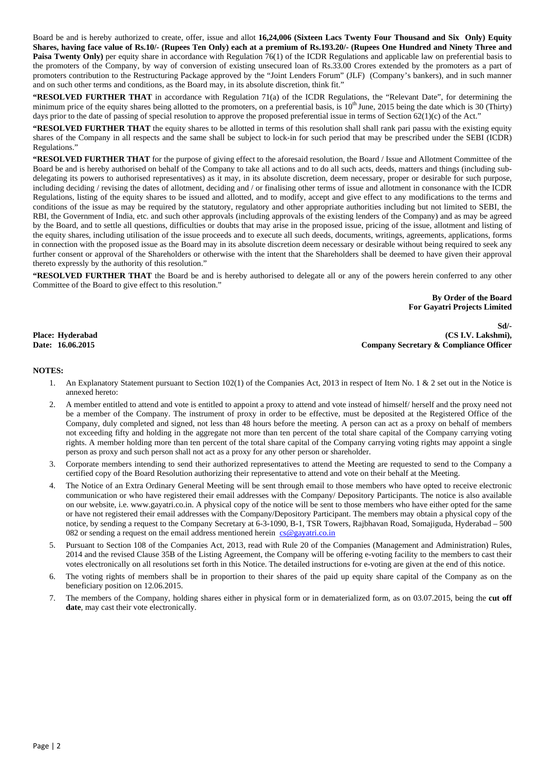Board be and is hereby authorized to create, offer, issue and allot **16,24,006 (Sixteen Lacs Twenty Four Thousand and Six Only) Equity Shares, having face value of Rs.10/- (Rupees Ten Only) each at a premium of Rs.193.20/- (Rupees One Hundred and Ninety Three and Paisa Twenty Only)** per equity share in accordance with Regulation 76(1) of the ICDR Regulations and applicable law on preferential basis to the promoters of the Company, by way of conversion of existing unsecured loan of Rs.33.00 Crores extended by the promoters as a part of promoters contribution to the Restructuring Package approved by the "Joint Lenders Forum" (JLF) (Company's bankers), and in such manner and on such other terms and conditions, as the Board may, in its absolute discretion, think fit."

**"RESOLVED FURTHER THAT** in accordance with Regulation 71(a) of the ICDR Regulations, the "Relevant Date", for determining the minimum price of the equity shares being allotted to the promoters, on a preferential basis, is 10th June, 2015 being the date which is 30 (Thirty) days prior to the date of passing of special resolution to approve the proposed preferential issue in terms of Section 62(1)(c) of the Act."

**"RESOLVED FURTHER THAT** the equity shares to be allotted in terms of this resolution shall shall rank pari passu with the existing equity shares of the Company in all respects and the same shall be subject to lock-in for such period that may be prescribed under the SEBI (ICDR) Regulations."

**"RESOLVED FURTHER THAT** for the purpose of giving effect to the aforesaid resolution, the Board / Issue and Allotment Committee of the Board be and is hereby authorised on behalf of the Company to take all actions and to do all such acts, deeds, matters and things (including sub-delegating its powers to authorised representatives) as it may, in its absolute discretion, deem necessary, proper or desirable for such purpose, including deciding / revising the dates of allotment, deciding and / or finalising other terms of issue and allotment in consonance with the ICDR Regulations, listing of the equity shares to be issued and allotted, and to modify, accept and give effect to any modifications to the terms and conditions of the issue as may be required by the statutory, regulatory and other appropriate authorities including but not limited to SEBI, the RBI, the Government of India, etc. and such other approvals (including approvals of the existing lenders of the Company) and as may be agreed by the Board, and to settle all questions, difficulties or doubts that may arise in the proposed issue, pricing of the issue, allotment and listing of the equity shares, including utilisation of the issue proceeds and to execute all such deeds, documents, writings, agreements, applications, forms in connection with the proposed issue as the Board may in its absolute discretion deem necessary or desirable without being required to seek any further consent or approval of the Shareholders or otherwise with the intent that the Shareholders shall be deemed to have given their approval thereto expressly by the authority of this resolution."

**"RESOLVED FURTHER THAT** the Board be and is hereby authorised to delegate all or any of the powers herein conferred to any other Committee of the Board to give effect to this resolution."

**By Order of the Board**
**For Gayatri Projects Limited**

**Sd/-**
**(CS I.V. Lakshmi),**
**Company Secretary & Compliance Officer**

**Place: Hyderabad**
**Date: 16.06.2015**

**NOTES:**

1. An Explanatory Statement pursuant to Section 102(1) of the Companies Act, 2013 in respect of Item No. 1 & 2 set out in the Notice is annexed hereto:
2. A member entitled to attend and vote is entitled to appoint a proxy to attend and vote instead of himself/ herself and the proxy need not be a member of the Company. The instrument of proxy in order to be effective, must be deposited at the Registered Office of the Company, duly completed and signed, not less than 48 hours before the meeting. A person can act as a proxy on behalf of members not exceeding fifty and holding in the aggregate not more than ten percent of the total share capital of the Company carrying voting rights. A member holding more than ten percent of the total share capital of the Company carrying voting rights may appoint a single person as proxy and such person shall not act as a proxy for any other person or shareholder.
3. Corporate members intending to send their authorized representatives to attend the Meeting are requested to send to the Company a certified copy of the Board Resolution authorizing their representative to attend and vote on their behalf at the Meeting.
4. The Notice of an Extra Ordinary General Meeting will be sent through email to those members who have opted to receive electronic communication or who have registered their email addresses with the Company/ Depository Participants. The notice is also available on our website, i.e. www.gayatri.co.in. A physical copy of the notice will be sent to those members who have either opted for the same or have not registered their email addresses with the Company/Depository Participant. The members may obtain a physical copy of the notice, by sending a request to the Company Secretary at 6-3-1090, B-1, TSR Towers, Rajbhavan Road, Somajiguda, Hyderabad – 500 082 or sending a request on the email address mentioned herein cs@gayatri.co.in
5. Pursuant to Section 108 of the Companies Act, 2013, read with Rule 20 of the Companies (Management and Administration) Rules, 2014 and the revised Clause 35B of the Listing Agreement, the Company will be offering e-voting facility to the members to cast their votes electronically on all resolutions set forth in this Notice. The detailed instructions for e-voting are given at the end of this notice.
6. The voting rights of members shall be in proportion to their shares of the paid up equity share capital of the Company as on the beneficiary position on 12.06.2015.
7. The members of the Company, holding shares either in physical form or in dematerialized form, as on 03.07.2015, being the **cut off date**, may cast their vote electronically.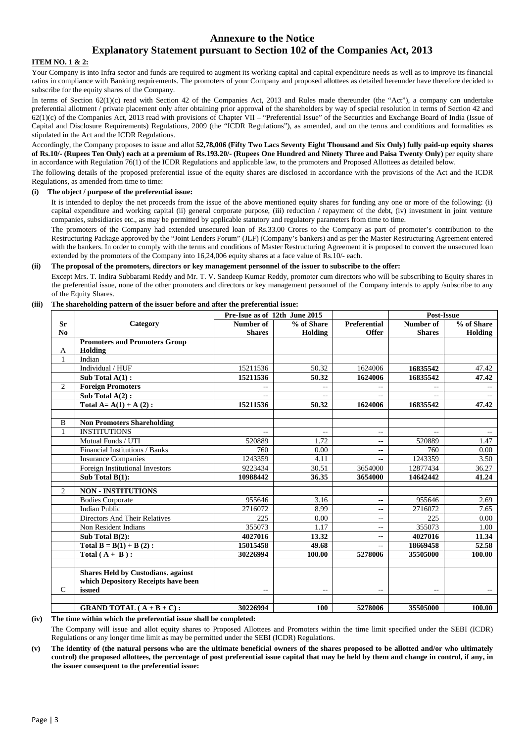# Annexure to the Notice

## Explanatory Statement pursuant to Section 102 of the Companies Act, 2013

**ITEM NO. 1 & 2:**

Your Company is into Infra sector and funds are required to augment its working capital and capital expenditure needs as well as to improve its financial ratios in compliance with Banking requirements. The promoters of your Company and proposed allottees as detailed hereunder have therefore decided to subscribe for the equity shares of the Company.

In terms of Section 62(1)(c) read with Section 42 of the Companies Act, 2013 and Rules made thereunder (the "Act"), a company can undertake preferential allotment / private placement only after obtaining prior approval of the shareholders by way of special resolution in terms of Section 42 and 62(1)(c) of the Companies Act, 2013 read with provisions of Chapter VII – "Preferential Issue" of the Securities and Exchange Board of India (Issue of Capital and Disclosure Requirements) Regulations, 2009 (the "ICDR Regulations"), as amended, and on the terms and conditions and formalities as stipulated in the Act and the ICDR Regulations.

Accordingly, the Company proposes to issue and allot **52,78,006 (Fifty Two Lacs Seventy Eight Thousand and Six Only) fully paid-up equity shares of Rs.10/- (Rupees Ten Only) each at a premium of Rs.193.20/- (Rupees One Hundred and Ninety Three and Paisa Twenty Only)** per equity share in accordance with Regulation 76(1) of the ICDR Regulations and applicable law, to the promoters and Proposed Allottees as detailed below.

The following details of the proposed preferential issue of the equity shares are disclosed in accordance with the provisions of the Act and the ICDR Regulations, as amended from time to time:

**(i) The object / purpose of the preferential issue:**

It is intended to deploy the net proceeds from the issue of the above mentioned equity shares for funding any one or more of the following: (i) capital expenditure and working capital (ii) general corporate purpose, (iii) reduction / repayment of the debt, (iv) investment in joint venture companies, subsidiaries etc., as may be permitted by applicable statutory and regulatory parameters from time to time.

The promoters of the Company had extended unsecured loan of Rs.33.00 Crores to the Company as part of promoter's contribution to the Restructuring Package approved by the "Joint Lenders Forum" (JLF) (Company's bankers) and as per the Master Restructuring Agreement entered with the bankers. In order to comply with the terms and conditions of Master Restructuring Agreement it is proposed to convert the unsecured loan extended by the promoters of the Company into 16,24,006 equity shares at a face value of Rs.10/- each.

**(ii) The proposal of the promoters, directors or key management personnel of the issuer to subscribe to the offer:**

Except Mrs. T. Indira Subbarami Reddy and Mr. T. V. Sandeep Kumar Reddy, promoter cum directors who will be subscribing to Equity shares in the preferential issue, none of the other promoters and directors or key management personnel of the Company intends to apply /subscribe to any of the Equity Shares.

**(iii) The shareholding pattern of the issuer before and after the preferential issue:**

| Sr No | Category | Pre-Isue as of 12th June 2015 | | | Post-Issue | |
|---|---|---|---|---|---|---|
| | | Number of Shares | % of Share Holding | Preferential Offer | Number of Shares | % of Share Holding |
| A | **Promoters and Promoters Group Holding** | | | | | |
| 1 | Indian | | | | | |
| | Individual / HUF | 15211536 | 50.32 | 1624006 | **16835542** | 47.42 |
| | **Sub Total A(1) :** | **15211536** | **50.32** | **1624006** | **16835542** | **47.42** |
| 2 | **Foreign Promoters** | -- | -- | -- | -- | -- |
| | **Sub Total A(2) :** | -- | -- | -- | -- | -- |
| | **Total A= A(1) + A (2) :** | **15211536** | **50.32** | **1624006** | **16835542** | **47.42** |
| | | | | | | |
| B | **Non Promoters Shareholding** | | | | | |
| 1 | INSTITUTIONS | -- | -- | -- | -- | -- |
| | Mutual Funds / UTI | 520889 | 1.72 | -- | 520889 | 1.47 |
| | Financial Institutions / Banks | 760 | 0.00 | -- | 760 | 0.00 |
| | Insurance Companies | 1243359 | 4.11 | -- | 1243359 | 3.50 |
| | Foreign Institutional Investors | 9223434 | 30.51 | 3654000 | 12877434 | 36.27 |
| | **Sub Total B(1):** | **10988442** | **36.35** | **3654000** | **14642442** | **41.24** |
| 2 | **NON - INSTITUTIONS** | | | | | |
| | Bodies Corporate | 955646 | 3.16 | -- | 955646 | 2.69 |
| | Indian Public | 2716072 | 8.99 | -- | 2716072 | 7.65 |
| | Directors And Their Relatives | 225 | 0.00 | -- | 225 | 0.00 |
| | Non Resident Indians | 355073 | 1.17 | -- | 355073 | 1.00 |
| | **Sub Total B(2):** | **4027016** | **13.32** | -- | **4027016** | **11.34** |
| | **Total B = B(1) + B (2) :** | **15015458** | **49.68** | -- | **18669458** | **52.58** |
| | **Total ( A + B ) :** | **30226994** | **100.00** | **5278006** | **35505000** | **100.00** |
| | | | | | | |
| C | **Shares Held by Custodians. against which Depository Receipts have been issued** | -- | -- | -- | -- | -- |
| | | | | | | |
| | **GRAND TOTAL ( A + B + C ) :** | **30226994** | **100** | **5278006** | **35505000** | **100.00** |

**(iv) The time within which the preferential issue shall be completed:**

The Company will issue and allot equity shares to Proposed Allottees and Promoters within the time limit specified under the SEBI (ICDR) Regulations or any longer time limit as may be permitted under the SEBI (ICDR) Regulations.

**(v) The identity of (the natural persons who are the ultimate beneficial owners of the shares proposed to be allotted and/or who ultimately control) the proposed allottees, the percentage of post preferential issue capital that may be held by them and change in control, if any, in the issuer consequent to the preferential issue:**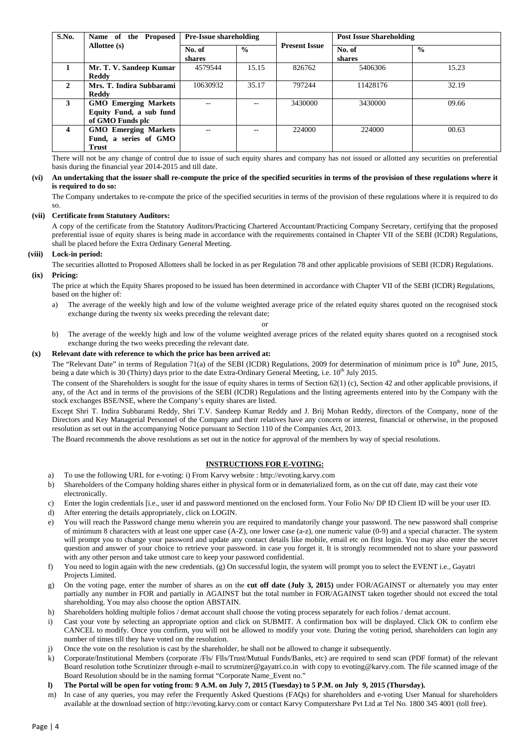| S.No. | Name of the Proposed Allottee (s) | Pre-Issue shareholding | | Present Issue | Post Issue Shareholding | |
|---|---|---|---|---|---|---|
| | | No. of shares | % | | No. of shares | % |
| 1 | **Mr. T. V. Sandeep Kumar Reddy** | 4579544 | 15.15 | 826762 | 5406306 | 15.23 |
| 2 | **Mrs. T. Indira Subbarami Reddy** | 10630932 | 35.17 | 797244 | 11428176 | 32.19 |
| 3 | **GMO Emerging Markets Equity Fund, a sub fund of GMO Funds plc** | -- | -- | 3430000 | 3430000 | 09.66 |
| 4 | **GMO Emerging Markets Fund, a series of GMO Trust** | -- | -- | 224000 | 224000 | 00.63 |

There will not be any change of control due to issue of such equity shares and company has not issued or allotted any securities on preferential basis during the financial year 2014-2015 and till date.

**(vi) An undertaking that the issuer shall re-compute the price of the specified securities in terms of the provision of these regulations where it is required to do so:**

The Company undertakes to re-compute the price of the specified securities in terms of the provision of these regulations where it is required to do so.

**(vii) Certificate from Statutory Auditors:**

A copy of the certificate from the Statutory Auditors/Practicing Chartered Accountant/Practicing Company Secretary, certifying that the proposed preferential issue of equity shares is being made in accordance with the requirements contained in Chapter VII of the SEBI (ICDR) Regulations, shall be placed before the Extra Ordinary General Meeting.

**(viii) Lock-in period:**

The securities allotted to Proposed Allottees shall be locked in as per Regulation 78 and other applicable provisions of SEBI (ICDR) Regulations.

**(ix) Pricing:**

The price at which the Equity Shares proposed to be issued has been determined in accordance with Chapter VII of the SEBI (ICDR) Regulations, based on the higher of:

a) The average of the weekly high and low of the volume weighted average price of the related equity shares quoted on the recognised stock exchange during the twenty six weeks preceding the relevant date;

or

b) The average of the weekly high and low of the volume weighted average prices of the related equity shares quoted on a recognised stock exchange during the two weeks preceding the relevant date.

**(x) Relevant date with reference to which the price has been arrived at:**

The "Relevant Date" in terms of Regulation 71(a) of the SEBI (ICDR) Regulations, 2009 for determination of minimum price is 10th June, 2015, being a date which is 30 (Thirty) days prior to the date Extra-Ordinary General Meeting, i.e. 10th July 2015.

The consent of the Shareholders is sought for the issue of equity shares in terms of Section 62(1) (c), Section 42 and other applicable provisions, if any, of the Act and in terms of the provisions of the SEBI (ICDR) Regulations and the listing agreements entered into by the Company with the stock exchanges BSE/NSE, where the Company's equity shares are listed.

Except Shri T. Indira Subbarami Reddy, Shri T.V. Sandeep Kumar Reddy and J. Brij Mohan Reddy, directors of the Company, none of the Directors and Key Managerial Personnel of the Company and their relatives have any concern or interest, financial or otherwise, in the proposed resolution as set out in the accompanying Notice pursuant to Section 110 of the Companies Act, 2013.

The Board recommends the above resolutions as set out in the notice for approval of the members by way of special resolutions.

## INSTRUCTIONS FOR E-VOTING:

a) To use the following URL for e-voting: i) From Karvy website : http://evoting.karvy.com

b) Shareholders of the Company holding shares either in physical form or in dematerialized form, as on the cut off date, may cast their vote electronically.

c) Enter the login credentials [i.e., user id and password mentioned on the enclosed form. Your Folio No/ DP ID Client ID will be your user ID.

d) After entering the details appropriately, click on LOGIN.

e) You will reach the Password change menu wherein you are required to mandatorily change your password. The new password shall comprise of minimum 8 characters with at least one upper case (A-Z), one lower case (a-z), one numeric value (0-9) and a special character. The system will prompt you to change your password and update any contact details like mobile, email etc on first login. You may also enter the secret question and answer of your choice to retrieve your password. in case you forget it. It is strongly recommended not to share your password with any other person and take utmost care to keep your password confidential.

f) You need to login again with the new credentials. (g) On successful login, the system will prompt you to select the EVENT i.e., Gayatri Projects Limited.

g) On the voting page, enter the number of shares as on the **cut off date (July 3, 2015)** under FOR/AGAINST or alternately you may enter partially any number in FOR and partially in AGAINST but the total number in FOR/AGAINST taken together should not exceed the total shareholding. You may also choose the option ABSTAIN.

h) Shareholders holding multiple folios / demat account shall choose the voting process separately for each folios / demat account.

i) Cast your vote by selecting an appropriate option and click on SUBMIT. A confirmation box will be displayed. Click OK to confirm else CANCEL to modify. Once you confirm, you will not be allowed to modify your vote. During the voting period, shareholders can login any number of times till they have voted on the resolution.

j) Once the vote on the resolution is cast by the shareholder, he shall not be allowed to change it subsequently.

k) Corporate/Institutional Members (corporate /Fls/ Flls/Trust/Mutual Funds/Banks, etc) are required to send scan (PDF format) of the relevant Board resolution tothe Scrutinizer through e-mail to scrutnizer@gayatri.co.in with copy to evoting@karvy.com. The file scanned image of the Board Resolution should be in the naming format "Corporate Name_Event no."

**l) The Portal will be open for voting from: 9 A.M. on July 7, 2015 (Tuesday) to 5 P.M. on July 9, 2015 (Thursday).**

m) In case of any queries, you may refer the Frequently Asked Questions (FAQs) for shareholders and e-voting User Manual for shareholders available at the download section of http://evoting.karvy.com or contact Karvy Computershare Pvt Ltd at Tel No. 1800 345 4001 (toll free).